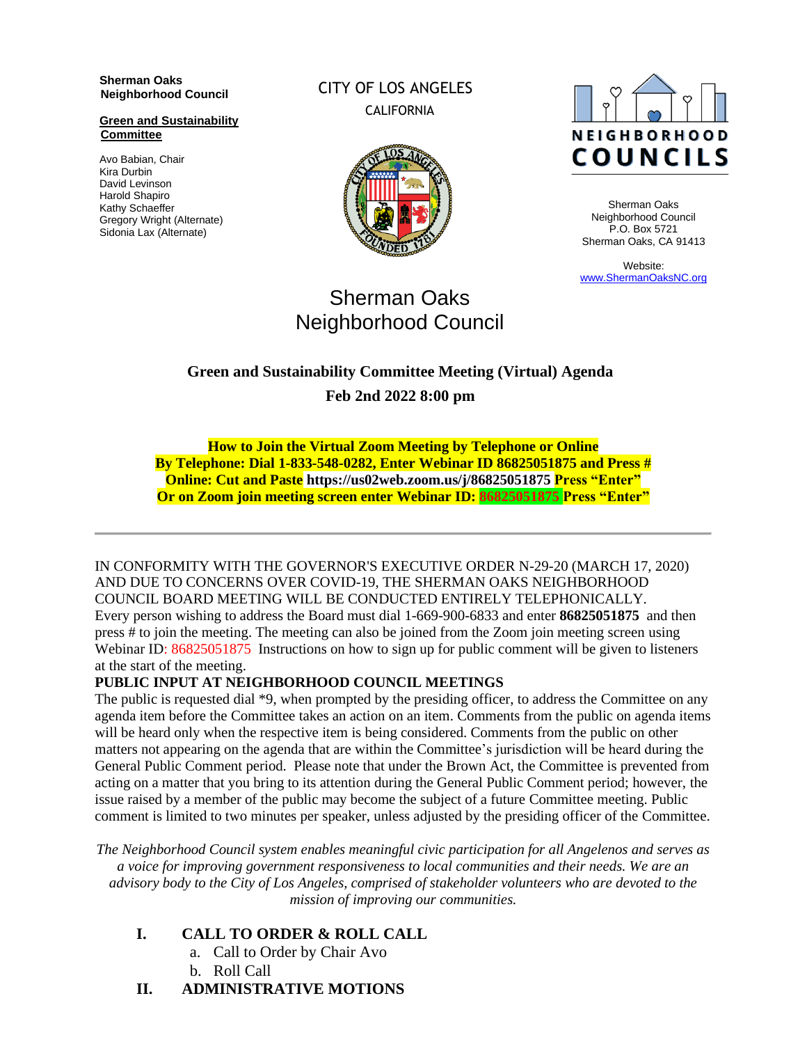**Sherman Oaks Neighborhood Council**

**Green and Sustainability Committee**

Avo Babian, Chair
Kira Durbin
David Levinson
Harold Shapiro
Kathy Schaeffer
Gregory Wright (Alternate)
Sidonia Lax (Alternate)

CITY OF LOS ANGELES
CALIFORNIA

NEIGHBORHOOD COUNCILS

Sherman Oaks Neighborhood Council
P.O. Box 5721
Sherman Oaks, CA 91413

Website:
www.ShermanOaksNC.org

# Sherman Oaks Neighborhood Council

## Green and Sustainability Committee Meeting (Virtual) Agenda

**Feb 2nd 2022 8:00 pm**

**How to Join the Virtual Zoom Meeting by Telephone or Online**
**By Telephone: Dial 1-833-548-0282, Enter Webinar ID 86825051875 and Press #**
**Online: Cut and Paste https://us02web.zoom.us/j/86825051875 Press "Enter"**
**Or on Zoom join meeting screen enter Webinar ID: 86825051875 Press "Enter"**

---

IN CONFORMITY WITH THE GOVERNOR'S EXECUTIVE ORDER N-29-20 (MARCH 17, 2020) AND DUE TO CONCERNS OVER COVID-19, THE SHERMAN OAKS NEIGHBORHOOD COUNCIL BOARD MEETING WILL BE CONDUCTED ENTIRELY TELEPHONICALLY. Every person wishing to address the Board must dial 1-669-900-6833 and enter **86825051875** and then press # to join the meeting. The meeting can also be joined from the Zoom join meeting screen using Webinar ID: 86825051875 Instructions on how to sign up for public comment will be given to listeners at the start of the meeting.

**PUBLIC INPUT AT NEIGHBORHOOD COUNCIL MEETINGS**

The public is requested dial *9, when prompted by the presiding officer, to address the Committee on any agenda item before the Committee takes an action on an item. Comments from the public on agenda items will be heard only when the respective item is being considered. Comments from the public on other matters not appearing on the agenda that are within the Committee's jurisdiction will be heard during the General Public Comment period. Please note that under the Brown Act, the Committee is prevented from acting on a matter that you bring to its attention during the General Public Comment period; however, the issue raised by a member of the public may become the subject of a future Committee meeting. Public comment is limited to two minutes per speaker, unless adjusted by the presiding officer of the Committee.

*The Neighborhood Council system enables meaningful civic participation for all Angelenos and serves as a voice for improving government responsiveness to local communities and their needs. We are an advisory body to the City of Los Angeles, comprised of stakeholder volunteers who are devoted to the mission of improving our communities.*

**I. CALL TO ORDER & ROLL CALL**

a. Call to Order by Chair Avo
b. Roll Call

**II. ADMINISTRATIVE MOTIONS**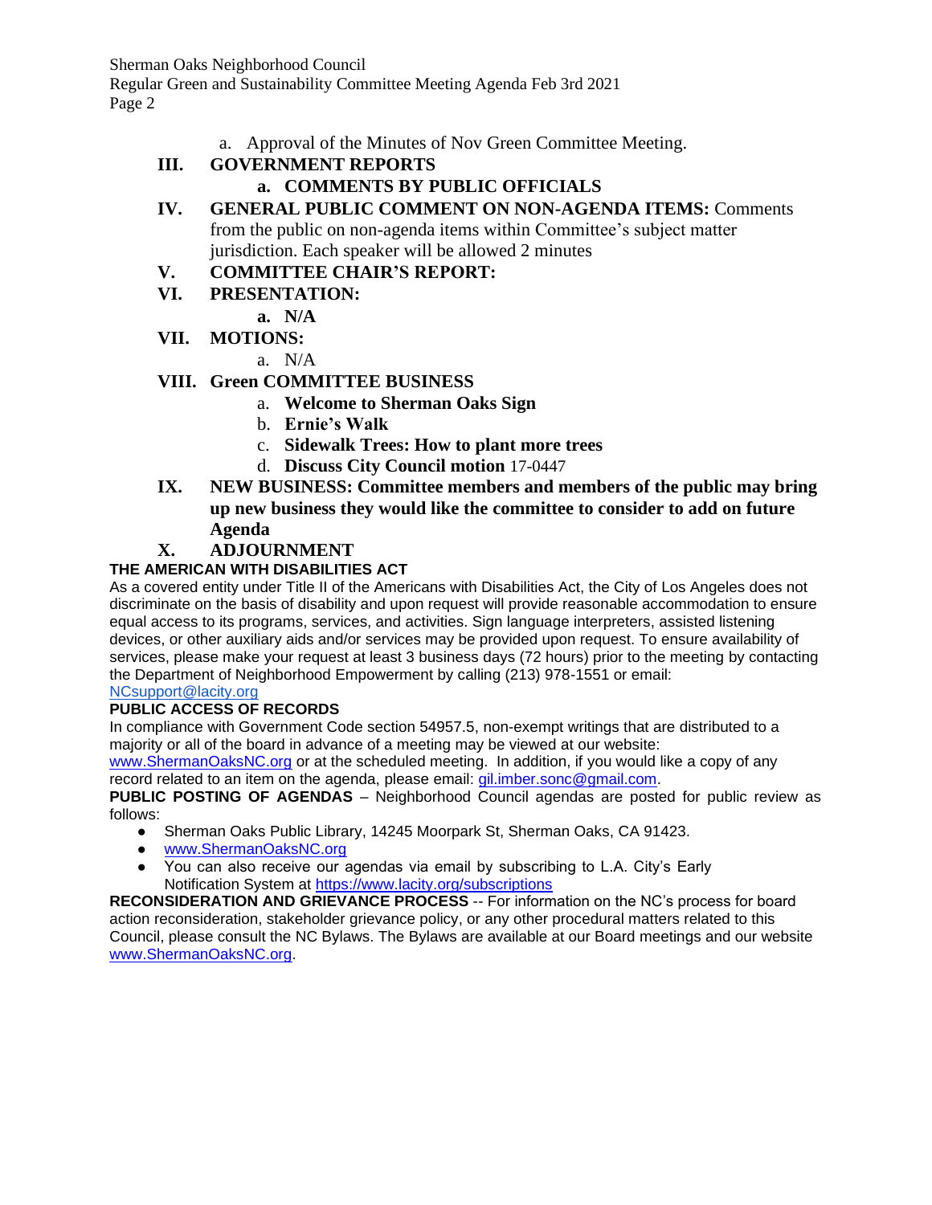a. Approval of the Minutes of Nov Green Committee Meeting.

**III. GOVERNMENT REPORTS**

**a. COMMENTS BY PUBLIC OFFICIALS**

**IV. GENERAL PUBLIC COMMENT ON NON-AGENDA ITEMS:** Comments from the public on non-agenda items within Committee's subject matter jurisdiction. Each speaker will be allowed 2 minutes

**V. COMMITTEE CHAIR'S REPORT:**

**VI. PRESENTATION:**

**a. N/A**

**VII. MOTIONS:**

a. N/A

**VIII. Green COMMITTEE BUSINESS**

a. **Welcome to Sherman Oaks Sign**

b. **Ernie's Walk**

c. **Sidewalk Trees: How to plant more trees**

d. **Discuss City Council motion** 17-0447

**IX. NEW BUSINESS: Committee members and members of the public may bring up new business they would like the committee to consider to add on future Agenda**

**X. ADJOURNMENT**

**THE AMERICAN WITH DISABILITIES ACT**

As a covered entity under Title II of the Americans with Disabilities Act, the City of Los Angeles does not discriminate on the basis of disability and upon request will provide reasonable accommodation to ensure equal access to its programs, services, and activities. Sign language interpreters, assisted listening devices, or other auxiliary aids and/or services may be provided upon request. To ensure availability of services, please make your request at least 3 business days (72 hours) prior to the meeting by contacting the Department of Neighborhood Empowerment by calling (213) 978-1551 or email: NCsupport@lacity.org

**PUBLIC ACCESS OF RECORDS**

In compliance with Government Code section 54957.5, non-exempt writings that are distributed to a majority or all of the board in advance of a meeting may be viewed at our website: www.ShermanOaksNC.org or at the scheduled meeting. In addition, if you would like a copy of any record related to an item on the agenda, please email: gil.imber.sonc@gmail.com.

**PUBLIC POSTING OF AGENDAS** – Neighborhood Council agendas are posted for public review as follows:

- Sherman Oaks Public Library, 14245 Moorpark St, Sherman Oaks, CA 91423.
- www.ShermanOaksNC.org
- You can also receive our agendas via email by subscribing to L.A. City's Early Notification System at https://www.lacity.org/subscriptions

**RECONSIDERATION AND GRIEVANCE PROCESS** -- For information on the NC's process for board action reconsideration, stakeholder grievance policy, or any other procedural matters related to this Council, please consult the NC Bylaws. The Bylaws are available at our Board meetings and our website www.ShermanOaksNC.org.